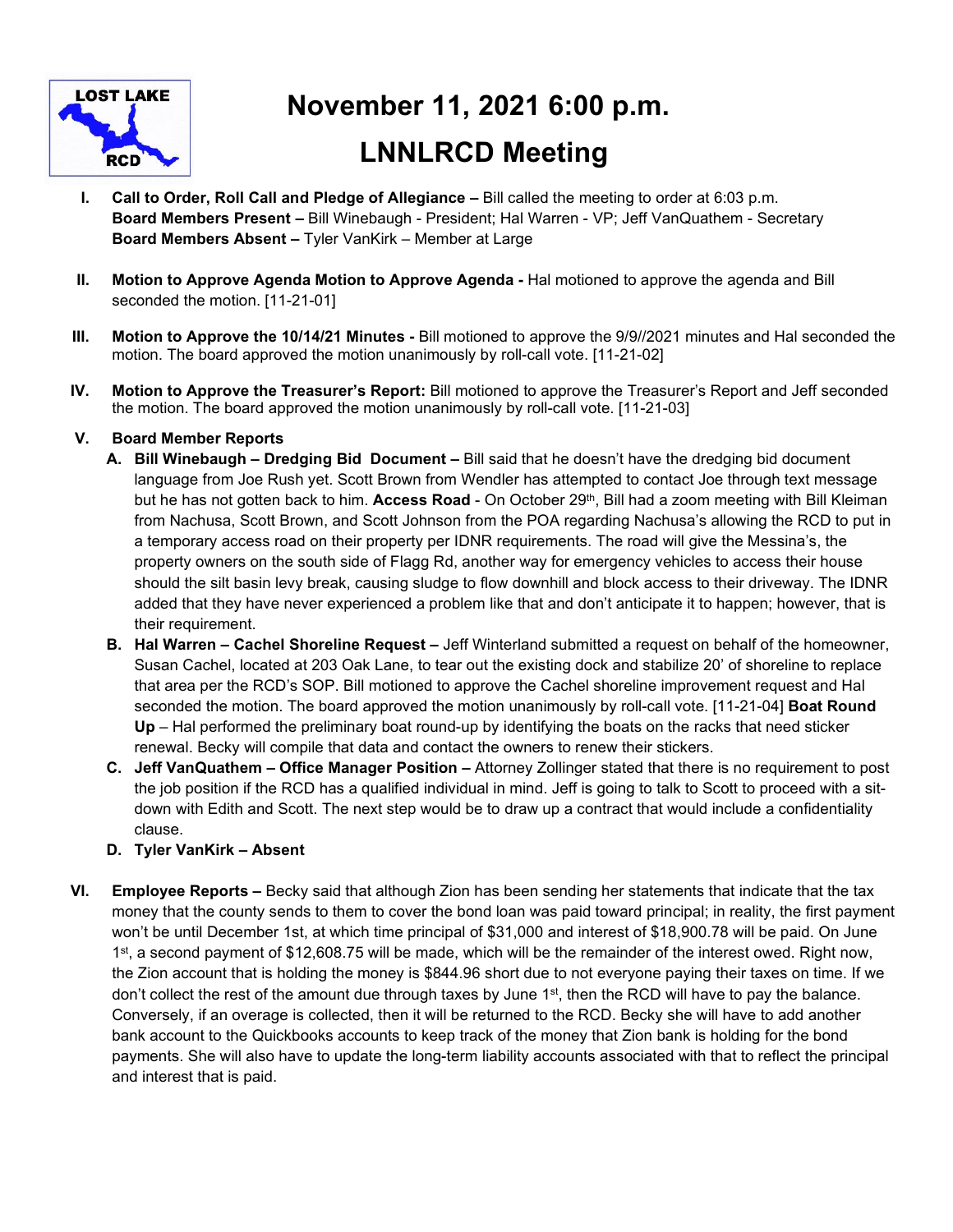LOST LAKE RCD

# November 11, 2021 6:00 p.m.

# LNNLRCD Meeting

I. **Call to Order, Roll Call and Pledge of Allegiance –** Bill called the meeting to order at 6:03 p.m.
**Board Members Present –** Bill Winebaugh - President; Hal Warren - VP; Jeff VanQuathem - Secretary
**Board Members Absent –** Tyler VanKirk – Member at Large

II. **Motion to Approve Agenda Motion to Approve Agenda -** Hal motioned to approve the agenda and Bill seconded the motion. [11-21-01]

III. **Motion to Approve the 10/14/21 Minutes -** Bill motioned to approve the 9/9//2021 minutes and Hal seconded the motion. The board approved the motion unanimously by roll-call vote. [11-21-02]

IV. **Motion to Approve the Treasurer's Report:** Bill motioned to approve the Treasurer's Report and Jeff seconded the motion. The board approved the motion unanimously by roll-call vote. [11-21-03]

V. **Board Member Reports**

A. **Bill Winebaugh – Dredging Bid Document –** Bill said that he doesn't have the dredging bid document language from Joe Rush yet. Scott Brown from Wendler has attempted to contact Joe through text message but he has not gotten back to him. **Access Road** - On October 29th, Bill had a zoom meeting with Bill Kleiman from Nachusa, Scott Brown, and Scott Johnson from the POA regarding Nachusa's allowing the RCD to put in a temporary access road on their property per IDNR requirements. The road will give the Messina's, the property owners on the south side of Flagg Rd, another way for emergency vehicles to access their house should the silt basin levy break, causing sludge to flow downhill and block access to their driveway. The IDNR added that they have never experienced a problem like that and don't anticipate it to happen; however, that is their requirement.

B. **Hal Warren – Cachel Shoreline Request –** Jeff Winterland submitted a request on behalf of the homeowner, Susan Cachel, located at 203 Oak Lane, to tear out the existing dock and stabilize 20' of shoreline to replace that area per the RCD's SOP. Bill motioned to approve the Cachel shoreline improvement request and Hal seconded the motion. The board approved the motion unanimously by roll-call vote. [11-21-04] **Boat Round Up** – Hal performed the preliminary boat round-up by identifying the boats on the racks that need sticker renewal. Becky will compile that data and contact the owners to renew their stickers.

C. **Jeff VanQuathem – Office Manager Position –** Attorney Zollinger stated that there is no requirement to post the job position if the RCD has a qualified individual in mind. Jeff is going to talk to Scott to proceed with a sit-down with Edith and Scott. The next step would be to draw up a contract that would include a confidentiality clause.

D. **Tyler VanKirk – Absent**

VI. **Employee Reports –** Becky said that although Zion has been sending her statements that indicate that the tax money that the county sends to them to cover the bond loan was paid toward principal; in reality, the first payment won't be until December 1st, at which time principal of $31,000 and interest of $18,900.78 will be paid. On June 1st, a second payment of $12,608.75 will be made, which will be the remainder of the interest owed. Right now, the Zion account that is holding the money is $844.96 short due to not everyone paying their taxes on time. If we don't collect the rest of the amount due through taxes by June 1st, then the RCD will have to pay the balance. Conversely, if an overage is collected, then it will be returned to the RCD. Becky she will have to add another bank account to the Quickbooks accounts to keep track of the money that Zion bank is holding for the bond payments. She will also have to update the long-term liability accounts associated with that to reflect the principal and interest that is paid.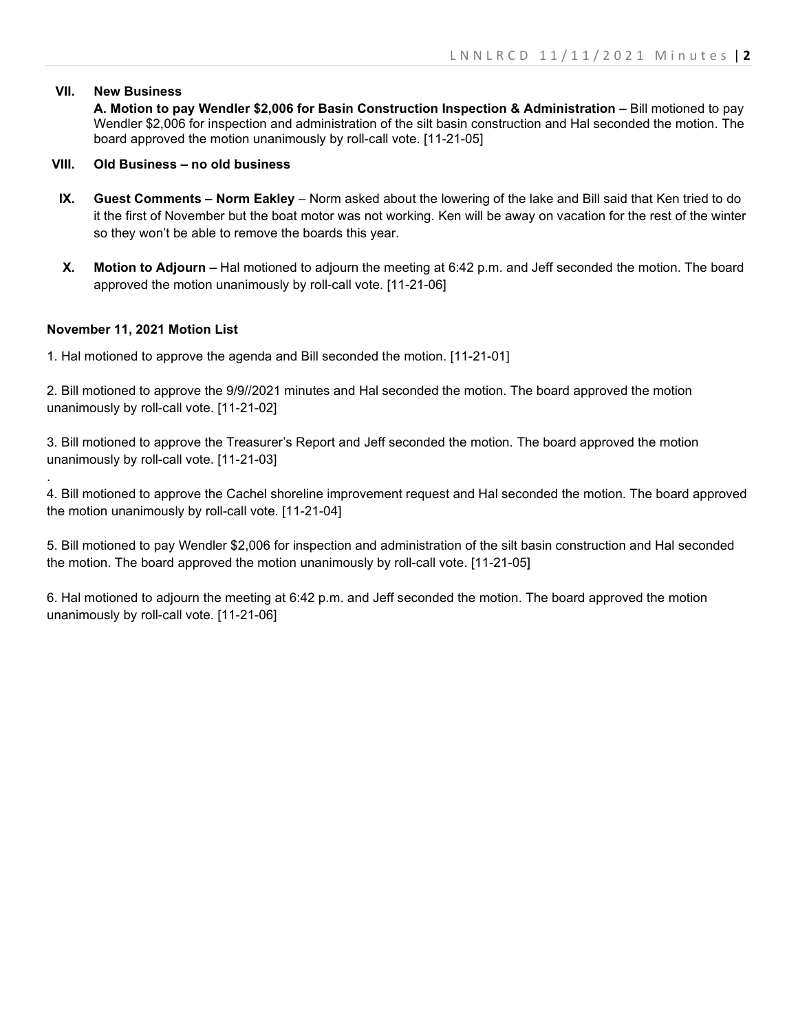VII. **New Business**

**A. Motion to pay Wendler $2,006 for Basin Construction Inspection & Administration –** Bill motioned to pay Wendler $2,006 for inspection and administration of the silt basin construction and Hal seconded the motion. The board approved the motion unanimously by roll-call vote. [11-21-05]

VIII. **Old Business – no old business**

IX. **Guest Comments – Norm Eakley** – Norm asked about the lowering of the lake and Bill said that Ken tried to do it the first of November but the boat motor was not working. Ken will be away on vacation for the rest of the winter so they won't be able to remove the boards this year.

X. **Motion to Adjourn –** Hal motioned to adjourn the meeting at 6:42 p.m. and Jeff seconded the motion. The board approved the motion unanimously by roll-call vote. [11-21-06]

**November 11, 2021 Motion List**

1. Hal motioned to approve the agenda and Bill seconded the motion. [11-21-01]

2. Bill motioned to approve the 9/9//2021 minutes and Hal seconded the motion. The board approved the motion unanimously by roll-call vote. [11-21-02]

3. Bill motioned to approve the Treasurer's Report and Jeff seconded the motion. The board approved the motion unanimously by roll-call vote. [11-21-03]

.

4. Bill motioned to approve the Cachel shoreline improvement request and Hal seconded the motion. The board approved the motion unanimously by roll-call vote. [11-21-04]

5. Bill motioned to pay Wendler $2,006 for inspection and administration of the silt basin construction and Hal seconded the motion. The board approved the motion unanimously by roll-call vote. [11-21-05]

6. Hal motioned to adjourn the meeting at 6:42 p.m. and Jeff seconded the motion. The board approved the motion unanimously by roll-call vote. [11-21-06]